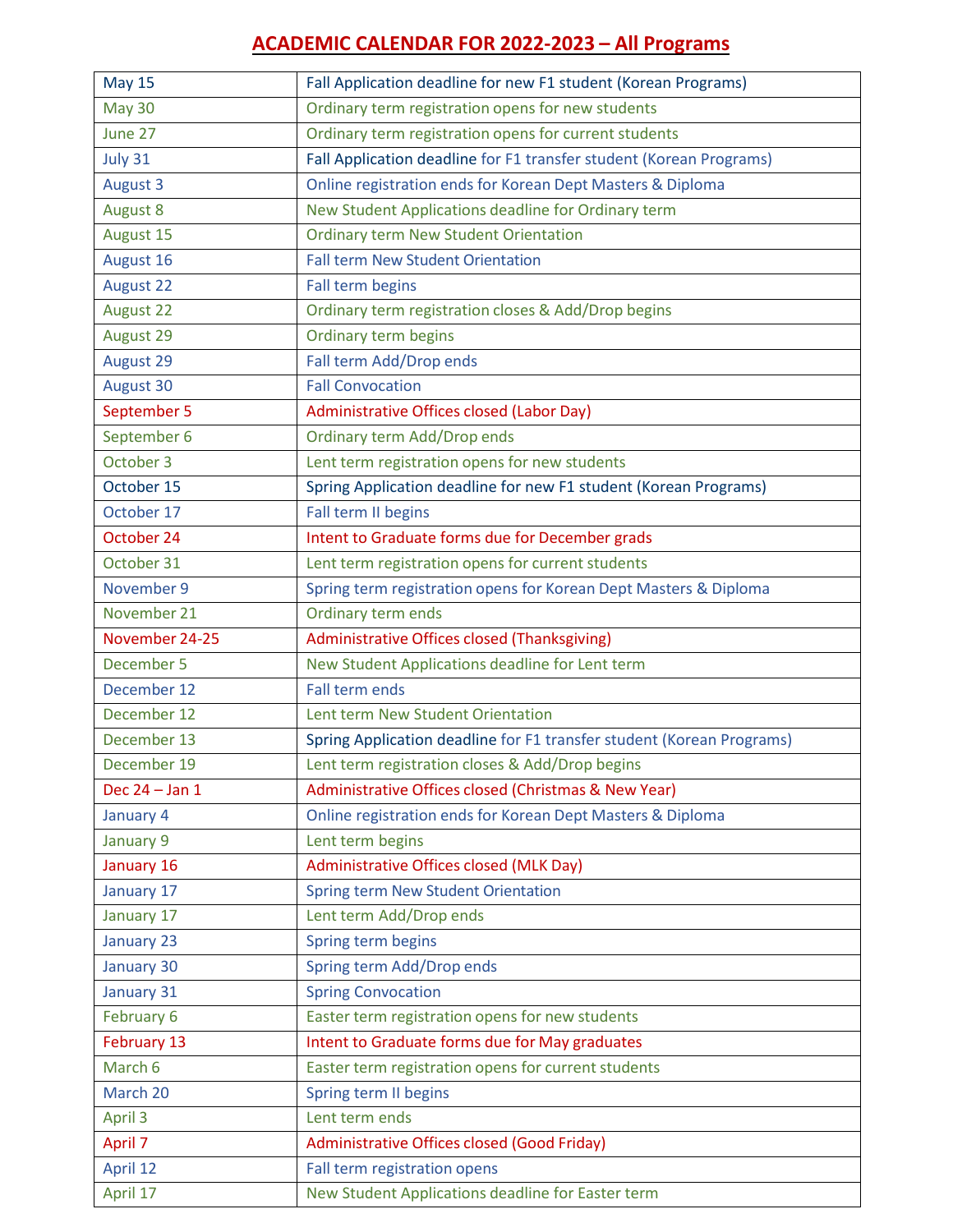# ACADEMIC CALENDAR FOR 2022-2023 – All Programs

| | |
|---|---|
| May 15 | Fall Application deadline for new F1 student (Korean Programs) |
| May 30 | Ordinary term registration opens for new students |
| June 27 | Ordinary term registration opens for current students |
| July 31 | Fall Application deadline for F1 transfer student (Korean Programs) |
| August 3 | Online registration ends for Korean Dept Masters & Diploma |
| August 8 | New Student Applications deadline for Ordinary term |
| August 15 | Ordinary term New Student Orientation |
| August 16 | Fall term New Student Orientation |
| August 22 | Fall term begins |
| August 22 | Ordinary term registration closes & Add/Drop begins |
| August 29 | Ordinary term begins |
| August 29 | Fall term Add/Drop ends |
| August 30 | Fall Convocation |
| September 5 | Administrative Offices closed (Labor Day) |
| September 6 | Ordinary term Add/Drop ends |
| October 3 | Lent term registration opens for new students |
| October 15 | Spring Application deadline for new F1 student (Korean Programs) |
| October 17 | Fall term II begins |
| October 24 | Intent to Graduate forms due for December grads |
| October 31 | Lent term registration opens for current students |
| November 9 | Spring term registration opens for Korean Dept Masters & Diploma |
| November 21 | Ordinary term ends |
| November 24-25 | Administrative Offices closed (Thanksgiving) |
| December 5 | New Student Applications deadline for Lent term |
| December 12 | Fall term ends |
| December 12 | Lent term New Student Orientation |
| December 13 | Spring Application deadline for F1 transfer student (Korean Programs) |
| December 19 | Lent term registration closes & Add/Drop begins |
| Dec 24 – Jan 1 | Administrative Offices closed (Christmas & New Year) |
| January 4 | Online registration ends for Korean Dept Masters & Diploma |
| January 9 | Lent term begins |
| January 16 | Administrative Offices closed (MLK Day) |
| January 17 | Spring term New Student Orientation |
| January 17 | Lent term Add/Drop ends |
| January 23 | Spring term begins |
| January 30 | Spring term Add/Drop ends |
| January 31 | Spring Convocation |
| February 6 | Easter term registration opens for new students |
| February 13 | Intent to Graduate forms due for May graduates |
| March 6 | Easter term registration opens for current students |
| March 20 | Spring term II begins |
| April 3 | Lent term ends |
| April 7 | Administrative Offices closed (Good Friday) |
| April 12 | Fall term registration opens |
| April 17 | New Student Applications deadline for Easter term |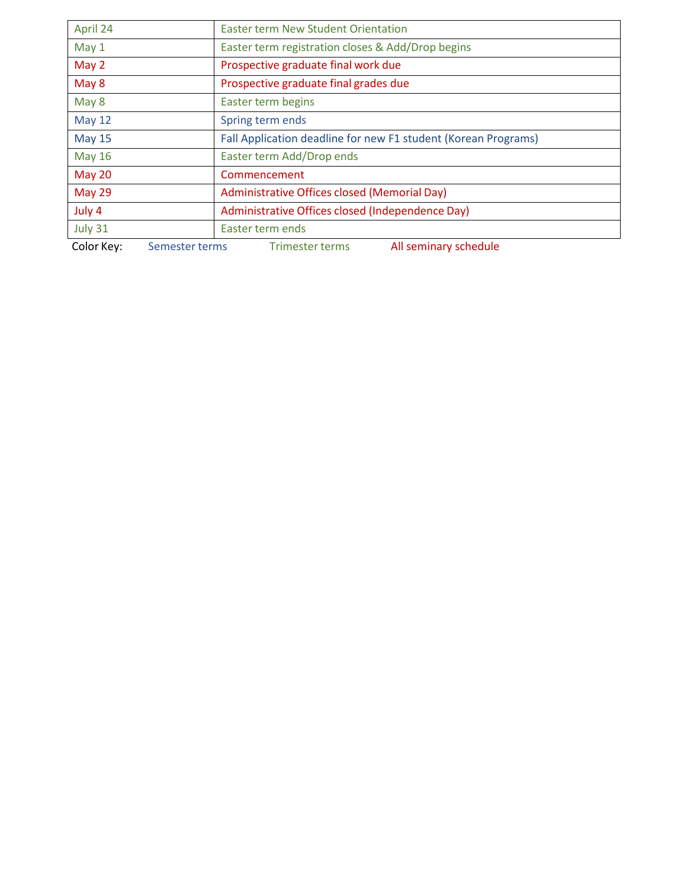| | |
|---|---|
| April 24 | Easter term New Student Orientation |
| May 1 | Easter term registration closes & Add/Drop begins |
| May 2 | Prospective graduate final work due |
| May 8 | Prospective graduate final grades due |
| May 8 | Easter term begins |
| May 12 | Spring term ends |
| May 15 | Fall Application deadline for new F1 student (Korean Programs) |
| May 16 | Easter term Add/Drop ends |
| May 20 | Commencement |
| May 29 | Administrative Offices closed (Memorial Day) |
| July 4 | Administrative Offices closed (Independence Day) |
| July 31 | Easter term ends |

Color Key: Semester terms Trimester terms All seminary schedule